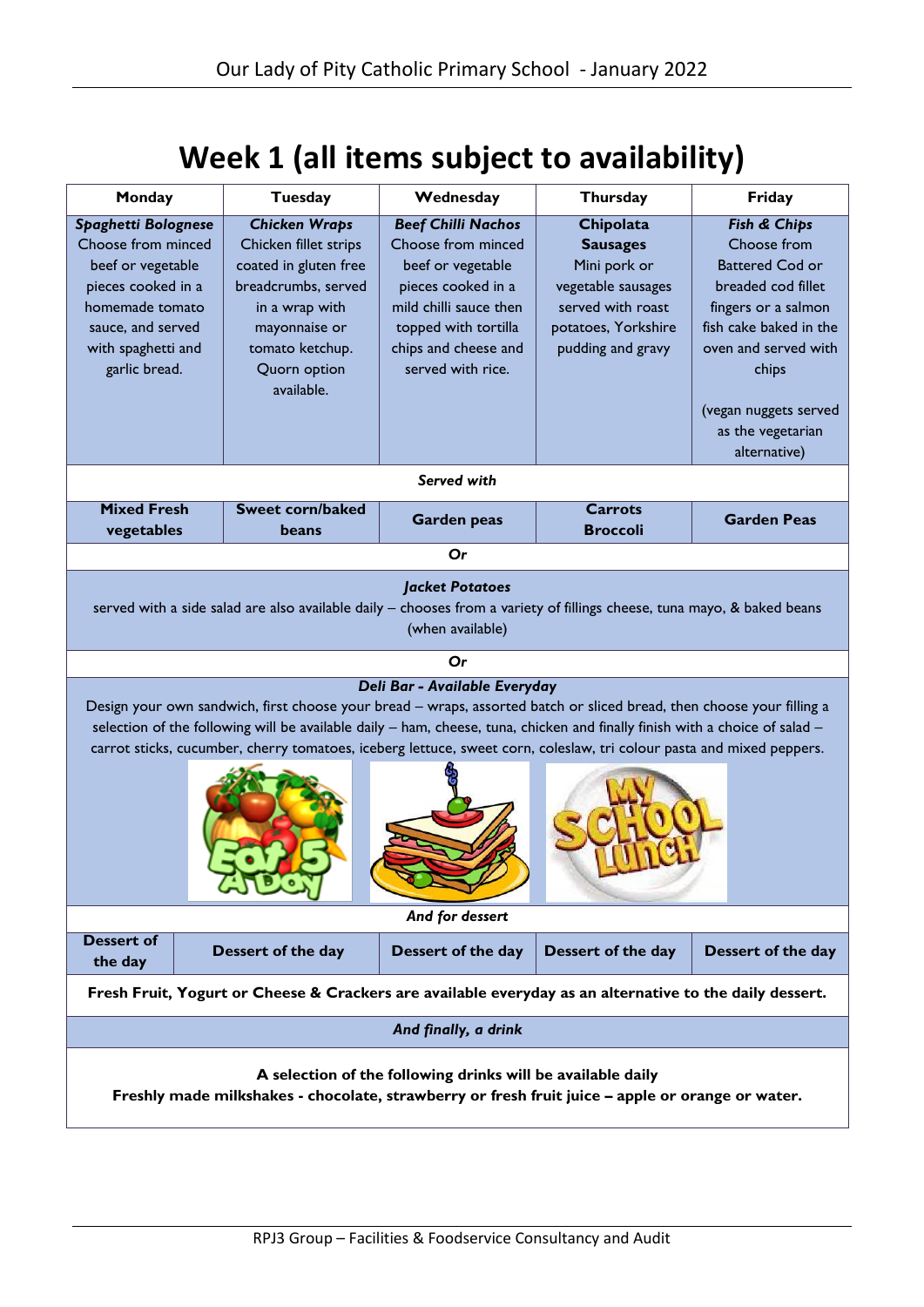# Week 1 (all items subject to availability)

| Monday | Tuesday | Wednesday | Thursday | Friday |
|---|---|---|---|---|
| ***Spaghetti Bolognese*** Choose from minced beef or vegetable pieces cooked in a homemade tomato sauce, and served with spaghetti and garlic bread. | ***Chicken Wraps*** Chicken fillet strips coated in gluten free breadcrumbs, served in a wrap with mayonnaise or tomato ketchup. Quorn option available. | ***Beef Chilli Nachos*** Choose from minced beef or vegetable pieces cooked in a mild chilli sauce then topped with tortilla chips and cheese and served with rice. | **Chipolata Sausages** Mini pork or vegetable sausages served with roast potatoes, Yorkshire pudding and gravy | ***Fish & Chips*** Choose from Battered Cod or breaded cod fillet fingers or a salmon fish cake baked in the oven and served with chips (vegan nuggets served as the vegetarian alternative) |
| ***Served with*** | | | | |
| **Mixed Fresh vegetables** | **Sweet corn/baked beans** | **Garden peas** | **Carrots Broccoli** | **Garden Peas** |
| ***Or*** | | | | |
| ***Jacket Potatoes*** served with a side salad are also available daily – chooses from a variety of fillings cheese, tuna mayo, & baked beans (when available) | | | | |
| ***Or*** | | | | |
| ***Deli Bar - Available Everyday*** Design your own sandwich, first choose your bread – wraps, assorted batch or sliced bread, then choose your filling a selection of the following will be available daily – ham, cheese, tuna, chicken and finally finish with a choice of salad – carrot sticks, cucumber, cherry tomatoes, iceberg lettuce, sweet corn, coleslaw, tri colour pasta and mixed peppers. | | | | |
| ***And for dessert*** | | | | |
| **Dessert of the day** | **Dessert of the day** | **Dessert of the day** | **Dessert of the day** | **Dessert of the day** |
| **Fresh Fruit, Yogurt or Cheese & Crackers are available everyday as an alternative to the daily dessert.** | | | | |
| ***And finally, a drink*** | | | | |
| **A selection of the following drinks will be available daily** **Freshly made milkshakes - chocolate, strawberry or fresh fruit juice – apple or orange or water.** | | | | |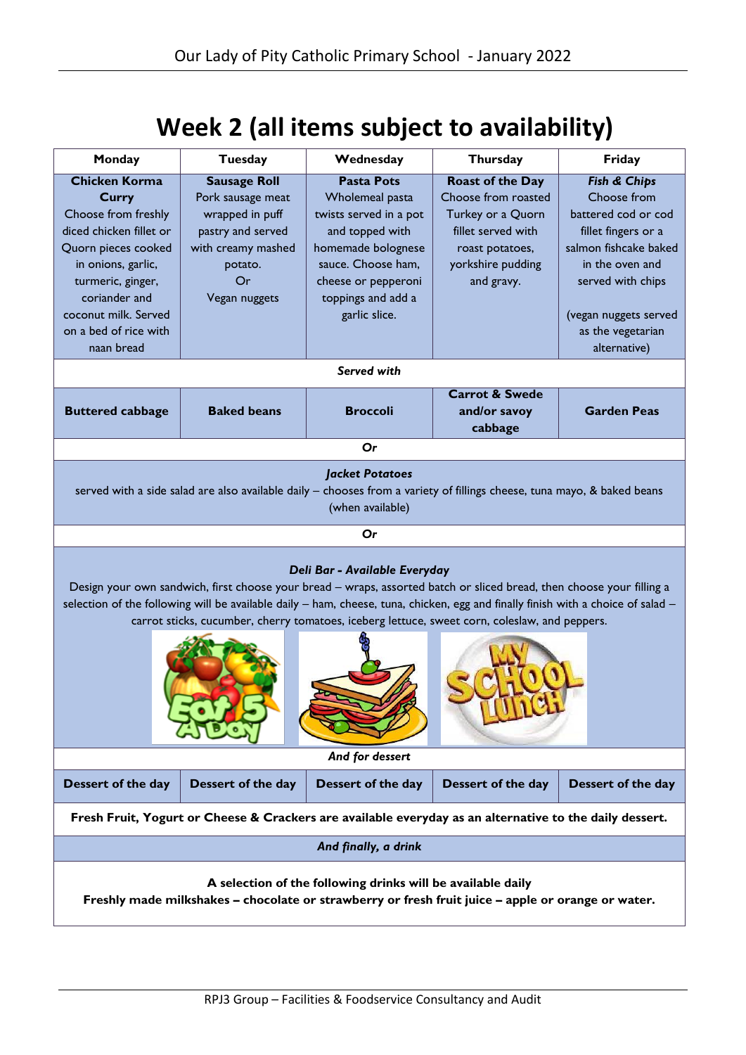# Week 2 (all items subject to availability)

| Monday | Tuesday | Wednesday | Thursday | Friday |
|---|---|---|---|---|
| **Chicken Korma Curry** Choose from freshly diced chicken fillet or Quorn pieces cooked in onions, garlic, turmeric, ginger, coriander and coconut milk. Served on a bed of rice with naan bread | **Sausage Roll** Pork sausage meat wrapped in puff pastry and served with creamy mashed potato. Or Vegan nuggets | **Pasta Pots** Wholemeal pasta twists served in a pot and topped with homemade bolognese sauce. Choose ham, cheese or pepperoni toppings and add a garlic slice. | **Roast of the Day** Choose from roasted Turkey or a Quorn fillet served with roast potatoes, yorkshire pudding and gravy. | ***Fish & Chips*** Choose from battered cod or cod fillet fingers or a salmon fishcake baked in the oven and served with chips (vegan nuggets served as the vegetarian alternative) |
| | | ***Served with*** | | |
| **Buttered cabbage** | **Baked beans** | **Broccoli** | **Carrot & Swede and/or savoy cabbage** | **Garden Peas** |
| | | ***Or*** | | |

***Jacket Potatoes***

served with a side salad are also available daily – chooses from a variety of fillings cheese, tuna mayo, & baked beans (when available)

***Or***

***Deli Bar - Available Everyday***

Design your own sandwich, first choose your bread – wraps, assorted batch or sliced bread, then choose your filling a selection of the following will be available daily – ham, cheese, tuna, chicken, egg and finally finish with a choice of salad – carrot sticks, cucumber, cherry tomatoes, iceberg lettuce, sweet corn, coleslaw, and peppers.

***And for dessert***

| Monday | Tuesday | Wednesday | Thursday | Friday |
|---|---|---|---|---|
| **Dessert of the day** | **Dessert of the day** | **Dessert of the day** | **Dessert of the day** | **Dessert of the day** |

**Fresh Fruit, Yogurt or Cheese & Crackers are available everyday as an alternative to the daily dessert.**

***And finally, a drink***

**A selection of the following drinks will be available daily**
**Freshly made milkshakes – chocolate or strawberry or fresh fruit juice – apple or orange or water.**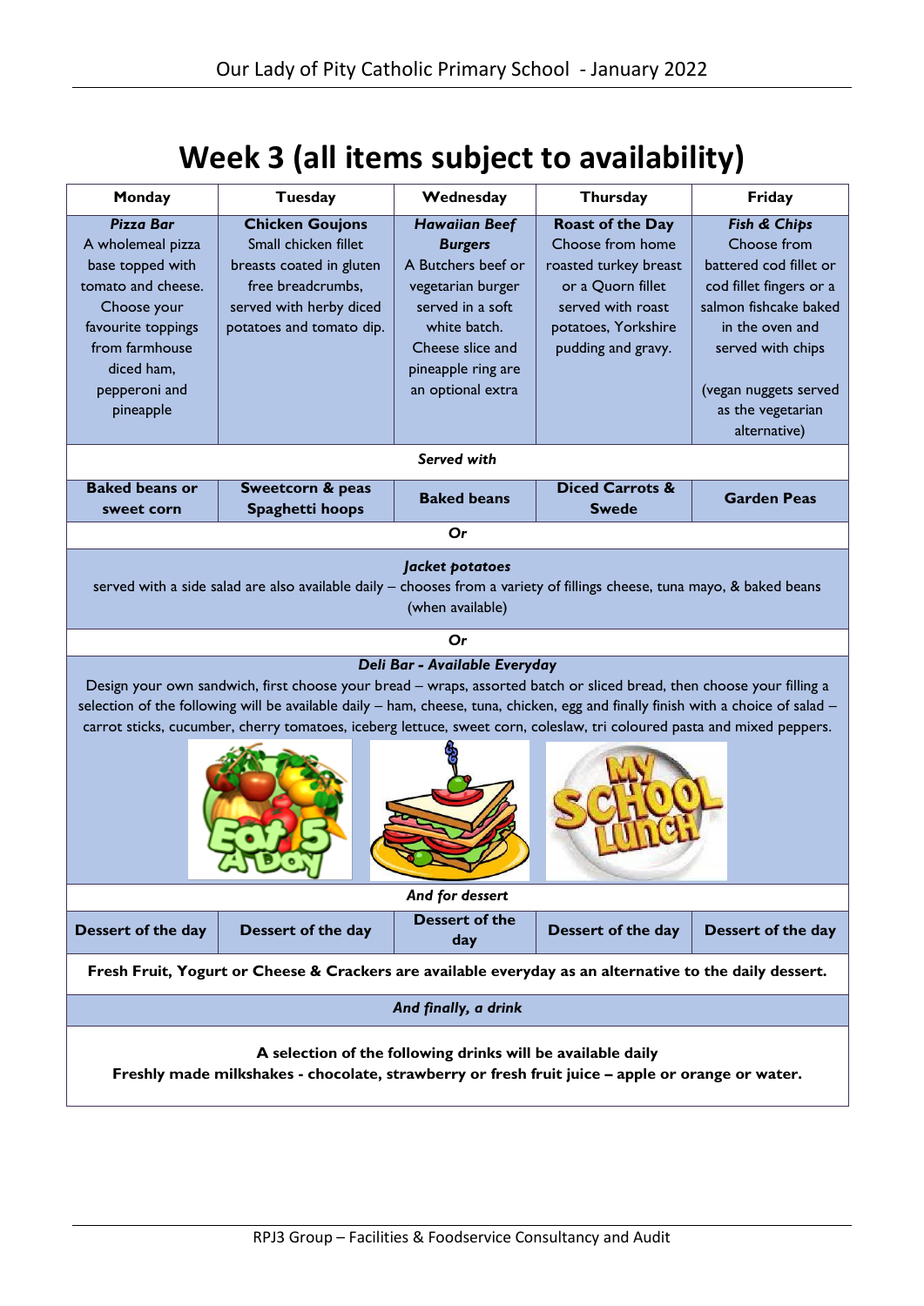# Week 3 (all items subject to availability)

| Monday | Tuesday | Wednesday | Thursday | Friday |
|---|---|---|---|---|
| ***Pizza Bar*** A wholemeal pizza base topped with tomato and cheese. Choose your favourite toppings from farmhouse diced ham, pepperoni and pineapple | **Chicken Goujons** Small chicken fillet breasts coated in gluten free breadcrumbs, served with herby diced potatoes and tomato dip. | ***Hawaiian Beef Burgers*** A Butchers beef or vegetarian burger served in a soft white batch. Cheese slice and pineapple ring are an optional extra | **Roast of the Day** Choose from home roasted turkey breast or a Quorn fillet served with roast potatoes, Yorkshire pudding and gravy. | ***Fish & Chips*** Choose from battered cod fillet or cod fillet fingers or a salmon fishcake baked in the oven and served with chips (vegan nuggets served as the vegetarian alternative) |
| | | ***Served with*** | | |
| **Baked beans or sweet corn** | **Sweetcorn & peas Spaghetti hoops** | **Baked beans** | **Diced Carrots & Swede** | **Garden Peas** |

***Or***

***Jacket potatoes***

served with a side salad are also available daily – chooses from a variety of fillings cheese, tuna mayo, & baked beans (when available)

***Or***

***Deli Bar - Available Everyday***

Design your own sandwich, first choose your bread – wraps, assorted batch or sliced bread, then choose your filling a selection of the following will be available daily – ham, cheese, tuna, chicken, egg and finally finish with a choice of salad – carrot sticks, cucumber, cherry tomatoes, iceberg lettuce, sweet corn, coleslaw, tri coloured pasta and mixed peppers.

***And for dessert***

| Monday | Tuesday | Wednesday | Thursday | Friday |
|---|---|---|---|---|
| **Dessert of the day** | **Dessert of the day** | **Dessert of the day** | **Dessert of the day** | **Dessert of the day** |

**Fresh Fruit, Yogurt or Cheese & Crackers are available everyday as an alternative to the daily dessert.**

***And finally, a drink***

**A selection of the following drinks will be available daily**
**Freshly made milkshakes - chocolate, strawberry or fresh fruit juice – apple or orange or water.**